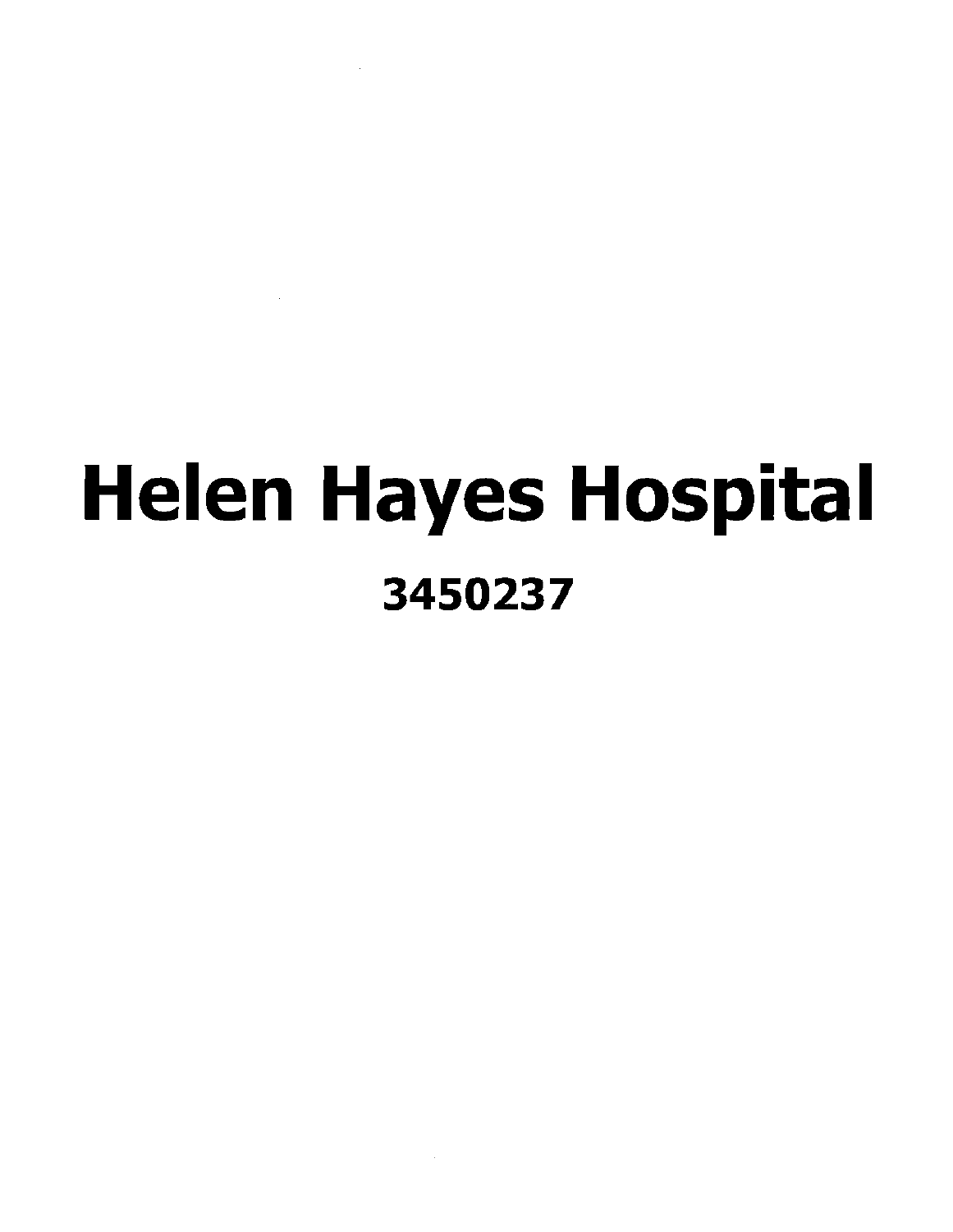# Helen Hayes Hospital

## 3450237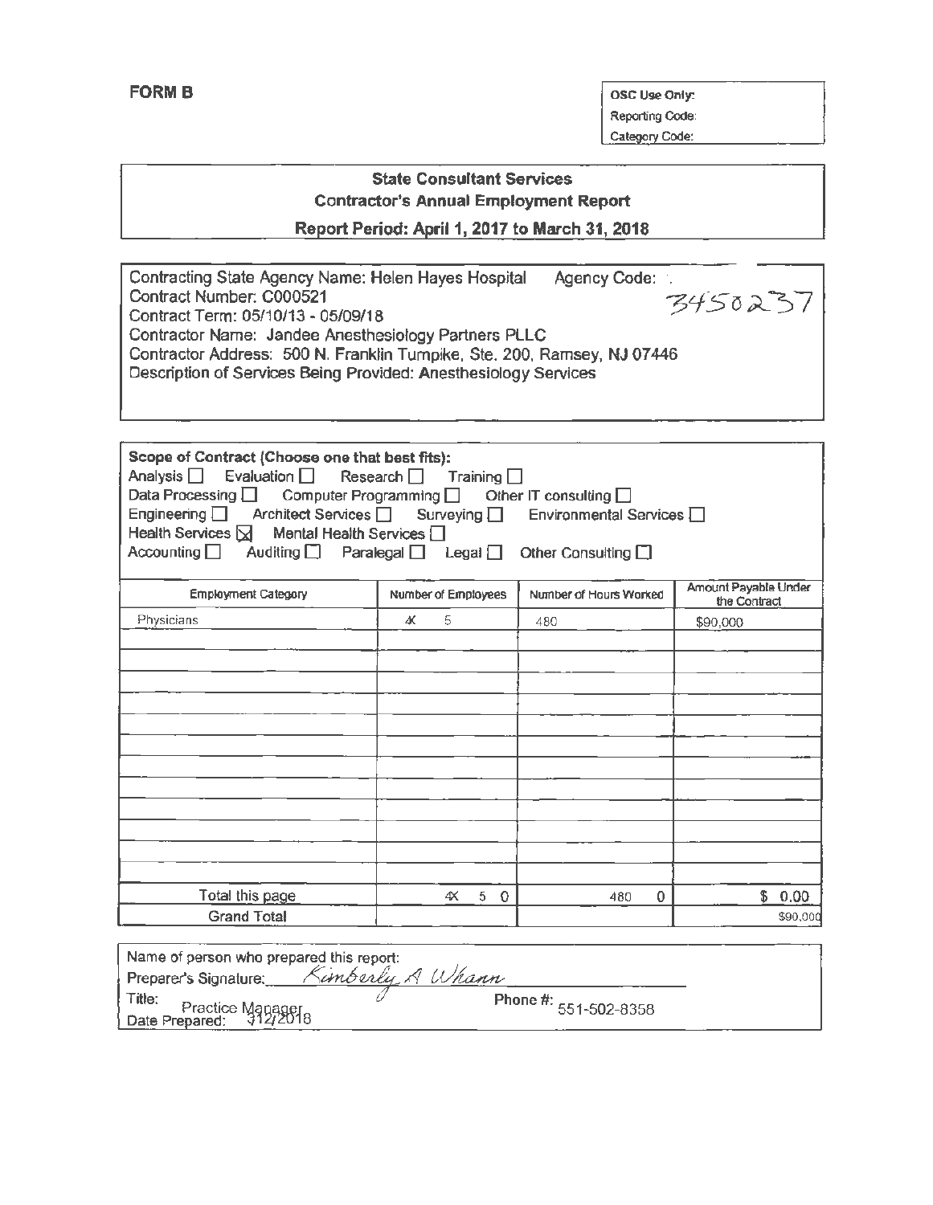**FORM B**

| OSC Use Only: |
|---|
| Reporting Code: |
| Category Code: |

**State Consultant Services**
**Contractor's Annual Employment Report**
**Report Period: April 1, 2017 to March 31, 2018**

Contracting State Agency Name: Helen Hayes Hospital Agency Code: 3450237
Contract Number: C000521
Contract Term: 05/10/13 - 05/09/18
Contractor Name: Jandee Anesthesiology Partners PLLC
Contractor Address: 500 N. Franklin Turnpike, Ste. 200, Ramsey, NJ 07446
Description of Services Being Provided: Anesthesiology Services

**Scope of Contract (Choose one that best fits):**
Analysis ☐ Evaluation ☐ Research ☐ Training ☐
Data Processing ☐ Computer Programming ☐ Other IT consulting ☐
Engineering ☐ Architect Services ☐ Surveying ☐ Environmental Services ☐
Health Services ☒ Mental Health Services ☐
Accounting ☐ Auditing ☐ Paralegal ☐ Legal ☐ Other Consulting ☐

| Employment Category | Number of Employees | Number of Hours Worked | Amount Payable Under the Contract |
|---|---|---|---|
| Physicians | ~~4~~ 5 | 480 | $90,000 |
| | | | |
| | | | |
| | | | |
| | | | |
| | | | |
| | | | |
| | | | |
| | | | |
| | | | |
| | | | |
| | | | |
| | | | |
| Total this page | ~~4~~ 5 0 | 480 0 | $ 0.00 |
| Grand Total | | | $90,000 |

Name of person who prepared this report:
Preparer's Signature: *Kimberly A Whann*
Title: Practice Manager
Phone #: 551-502-8358
Date Prepared: 3/12/2018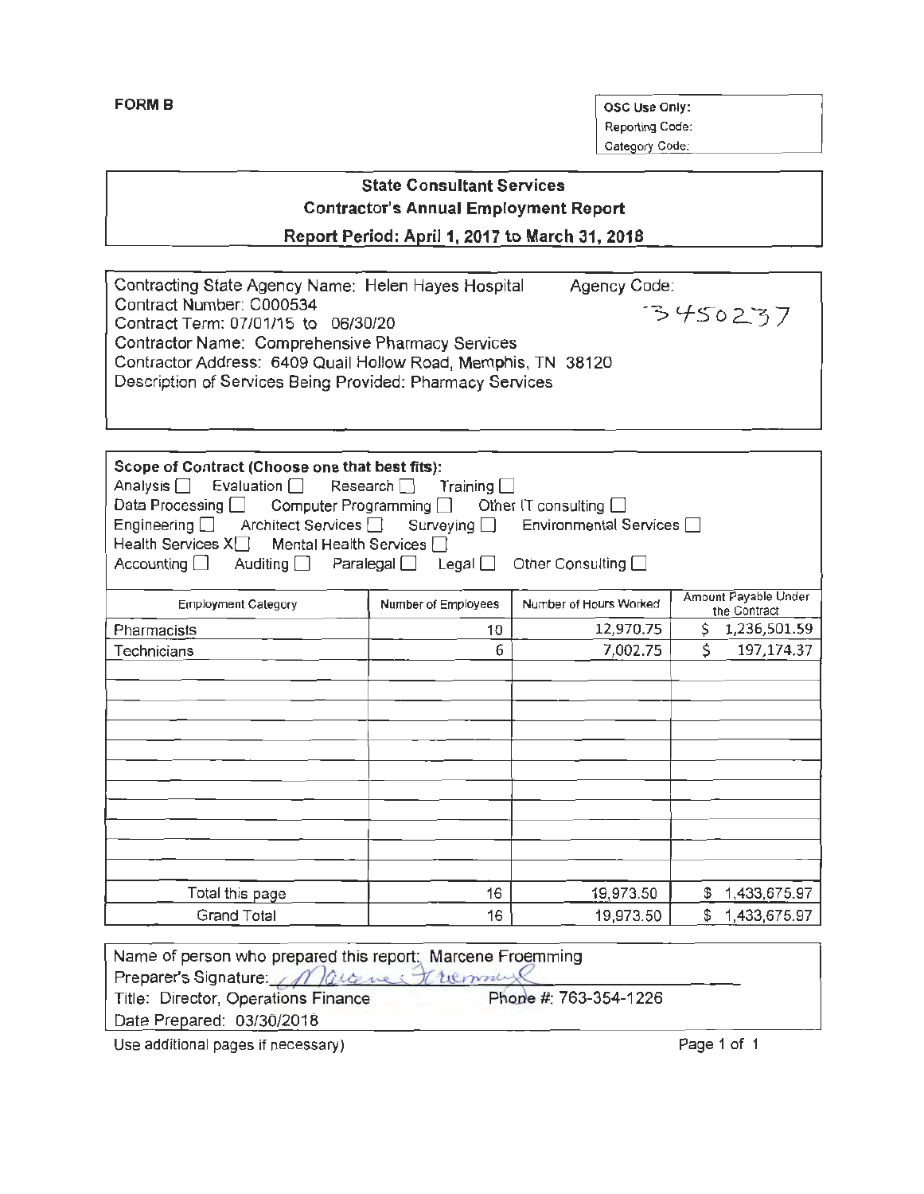**FORM B**

| OSC Use Only: |
|---|
| Reporting Code: |
| Category Code: |

## State Consultant Services
## Contractor's Annual Employment Report
## Report Period: April 1, 2017 to March 31, 2018

Contracting State Agency Name: Helen Hayes Hospital Agency Code: 3450237
Contract Number: C000534
Contract Term: 07/01/15 to 06/30/20
Contractor Name: Comprehensive Pharmacy Services
Contractor Address: 6409 Quail Hollow Road, Memphis, TN 38120
Description of Services Being Provided: Pharmacy Services

**Scope of Contract (Choose one that best fits):**
Analysis ☐ Evaluation ☐ Research ☐ Training ☐
Data Processing ☐ Computer Programming ☐ Other IT consulting ☐
Engineering ☐ Architect Services ☐ Surveying ☐ Environmental Services ☐
Health Services X☐ Mental Health Services ☐
Accounting ☐ Auditing ☐ Paralegal ☐ Legal ☐ Other Consulting ☐

| Employment Category | Number of Employees | Number of Hours Worked | Amount Payable Under the Contract |
|---|---|---|---|
| Pharmacists | 10 | 12,970.75 | $ 1,236,501.59 |
| Technicians | 6 | 7,002.75 | $ 197,174.37 |
| | | | |
| | | | |
| | | | |
| | | | |
| | | | |
| | | | |
| | | | |
| | | | |
| | | | |
| | | | |
| Total this page | 16 | 19,973.50 | $ 1,433,675.97 |
| Grand Total | 16 | 19,973.50 | $ 1,433,675.97 |

Name of person who prepared this report: Marcene Froemming
Preparer's Signature: Marcene Froemming
Title: Director, Operations Finance Phone #: 763-354-1226
Date Prepared: 03/30/2018

Use additional pages if necessary)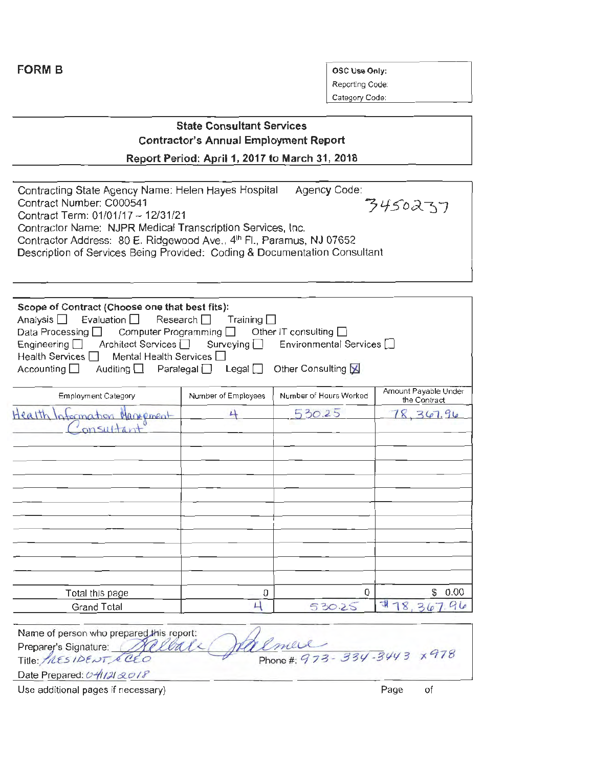**FORM B**

| OSC Use Only: |
| --- |
| Reporting Code: |
| Category Code: |

## State Consultant Services
## Contractor's Annual Employment Report
### Report Period: April 1, 2017 to March 31, 2018

Contracting State Agency Name: Helen Hayes Hospital Agency Code: 3450237
Contract Number: C000541
Contract Term: 01/01/17 – 12/31/21
Contractor Name: NJPR Medical Transcription Services, Inc.
Contractor Address: 80 E. Ridgewood Ave., 4th Fl., Paramus, NJ 07652
Description of Services Being Provided: Coding & Documentation Consultant

**Scope of Contract (Choose one that best fits):**
Analysis ☐ Evaluation ☐ Research ☐ Training ☐
Data Processing ☐ Computer Programming ☐ Other IT consulting ☐
Engineering ☐ Architect Services ☐ Surveying ☐ Environmental Services ☐
Health Services ☐ Mental Health Services ☐
Accounting ☐ Auditing ☐ Paralegal ☐ Legal ☐ Other Consulting ☒

| Employment Category | Number of Employees | Number of Hours Worked | Amount Payable Under the Contract |
| --- | --- | --- | --- |
| Health Information Management Consultant | 4 | 530.25 | 78,367.96 |
| | | | |
| | | | |
| | | | |
| | | | |
| | | | |
| | | | |
| | | | |
| | | | |
| | | | |
| | | | |
| Total this page | 0 | 0 | $ 0.00 |
| Grand Total | 4 | 530.25 | $78,367.96 |

Name of person who prepared this report:
Preparer's Signature: [signature]
Title: PRESIDENT & CEO Phone #: 973-334-3443 x978
Date Prepared: 04/12/2018

Use additional pages if necessary) Page of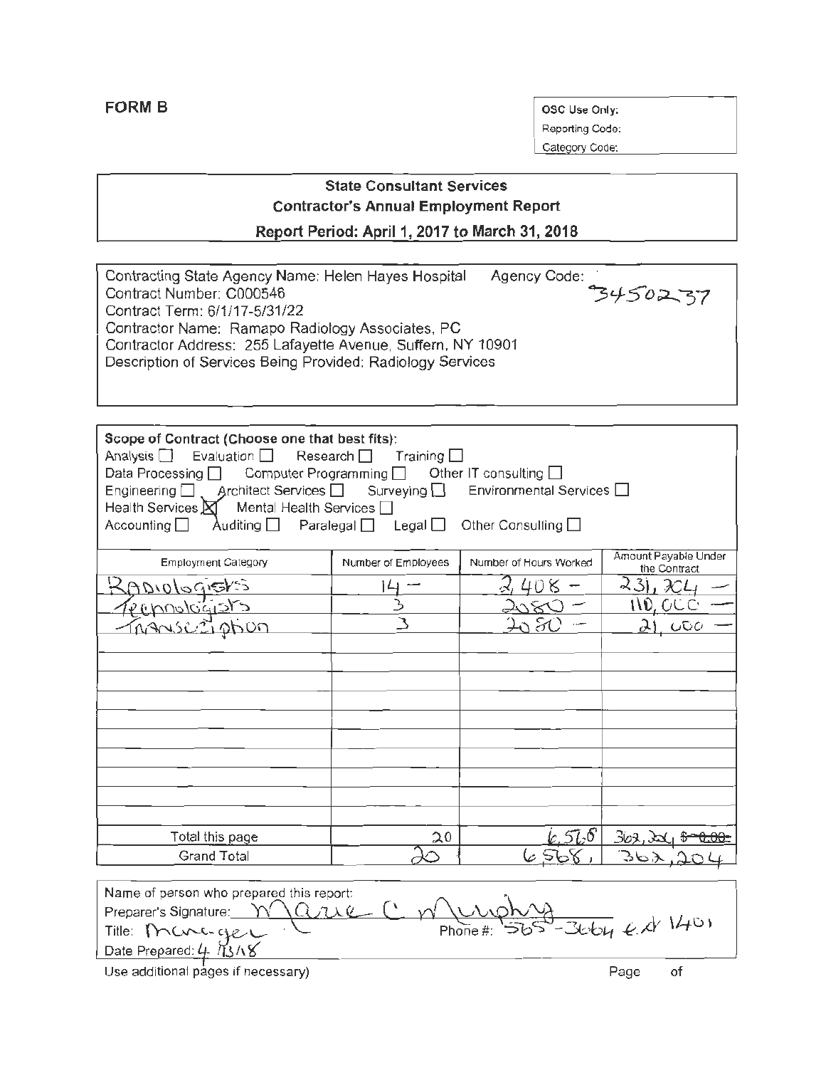**FORM B**

OSC Use Only:
Reporting Code:
Category Code:

## State Consultant Services
## Contractor's Annual Employment Report
## Report Period: April 1, 2017 to March 31, 2018

Contracting State Agency Name: Helen Hayes Hospital Agency Code: 3450237
Contract Number: C000546
Contract Term: 6/1/17-5/31/22
Contractor Name: Ramapo Radiology Associates, PC
Contractor Address: 255 Lafayette Avenue, Suffern, NY 10901
Description of Services Being Provided: Radiology Services

**Scope of Contract (Choose one that best fits):**
Analysis ☐ Evaluation ☐ Research ☐ Training ☐
Data Processing ☐ Computer Programming ☐ Other IT consulting ☐
Engineering ☐ Architect Services ☐ Surveying ☐ Environmental Services ☐
Health Services ☒ Mental Health Services ☐
Accounting ☐ Auditing ☐ Paralegal ☐ Legal ☐ Other Consulting ☐

| Employment Category | Number of Employees | Number of Hours Worked | Amount Payable Under the Contract |
|---|---|---|---|
| Radiologists | 14 | 2,408 | 231,204 |
| Technologists | 3 | 2080 | 110,000 |
| Transcription | 3 | 2080 | 21,000 |
| | | | |
| | | | |
| | | | |
| | | | |
| | | | |
| | | | |
| | | | |
| | | | |
| | | | |
| Total this page | 20 | 6,568 | 362,204 ~~$ 0.00~~ |
| Grand Total | 20 | 6,568 | 362,204 |

Name of person who prepared this report:
Preparer's Signature: Marie C Murphy
Title: Manager Phone #: 565-3664 ext 1401
Date Prepared: 4/13/18

Use additional pages if necessary) Page of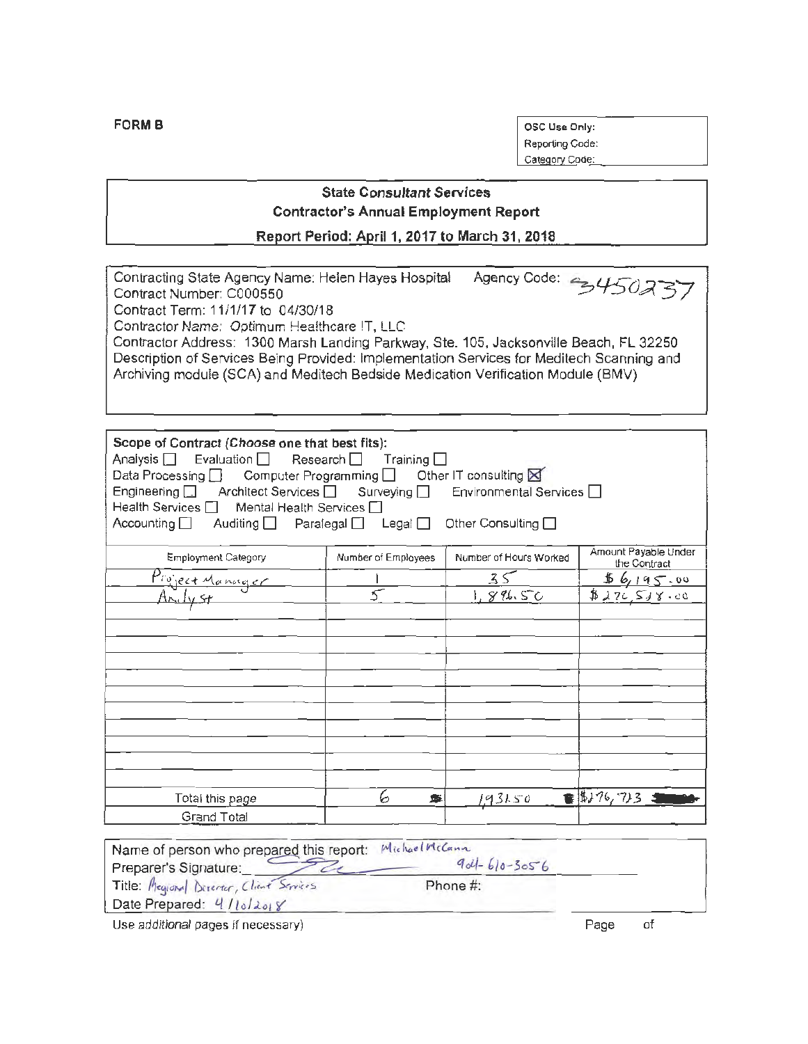**FORM B**

OSC Use Only:
Reporting Code:
Category Code:

## State Consultant Services
## Contractor's Annual Employment Report
### Report Period: April 1, 2017 to March 31, 2018

Contracting State Agency Name: Helen Hayes Hospital Agency Code: 3450237
Contract Number: C000550
Contract Term: 11/1/17 to 04/30/18
Contractor Name: Optimum Healthcare IT, LLC
Contractor Address: 1300 Marsh Landing Parkway, Ste. 105, Jacksonville Beach, FL 32250
Description of Services Being Provided: Implementation Services for Meditech Scanning and Archiving module (SCA) and Meditech Bedside Medication Verification Module (BMV)

Scope of Contract (*Choose one that best fits*):
Analysis ☐ Evaluation ☐ Research ☐ Training ☐
Data Processing ☐ Computer Programming ☐ Other IT consulting ☒
Engineering ☐ Architect Services ☐ Surveying ☐ Environmental Services ☐
Health Services ☐ Mental Health Services ☐
Accounting ☐ Auditing ☐ Paralegal ☐ Legal ☐ Other Consulting ☐

| Employment Category | Number of Employees | Number of Hours Worked | Amount Payable Under the Contract |
|---|---|---|---|
| Project Manager | 1 | 35 | $6,195.00 |
| Analyst | 5 | 1,896.50 | $270,518.00 |
| | | | |
| | | | |
| | | | |
| | | | |
| | | | |
| | | | |
| | | | |
| | | | |
| | | | |
| | | | |
| | | | |
| Total this page | 6 | 1,931.50 | $276,713 |
| Grand Total | | | |

Name of person who prepared this report: Michael McCann
Preparer's Signature: [signature] 904-610-3056
Title: Regional Director, Client Services Phone #:
Date Prepared: 4/10/2018

Use additional pages if necessary) Page of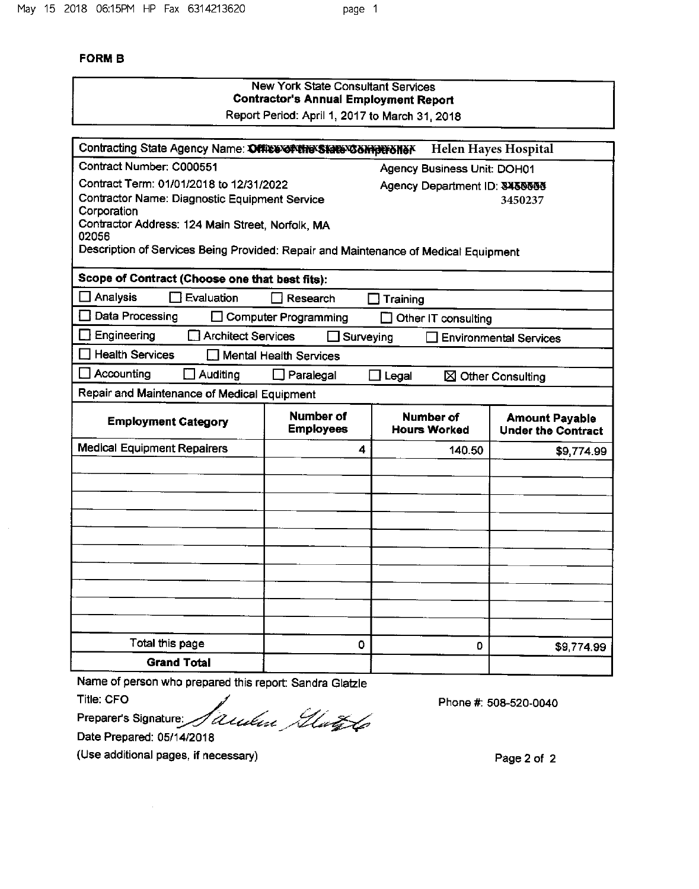**FORM B**

New York State Consultant Services
**Contractor's Annual Employment Report**
Report Period: April 1, 2017 to March 31, 2018

Contracting State Agency Name: ~~Office of the State Comptroller~~ Helen Hayes Hospital

Contract Number: C000551

Agency Business Unit: DOH01

Contract Term: 01/01/2018 to 12/31/2022

Agency Department ID: ~~3450000~~ 3450237

Contractor Name: Diagnostic Equipment Service Corporation

Contractor Address: 124 Main Street, Norfolk, MA 02056

Description of Services Being Provided: Repair and Maintenance of Medical Equipment

**Scope of Contract (Choose one that best fits):**

- ☐ Analysis ☐ Evaluation ☐ Research ☐ Training
- ☐ Data Processing ☐ Computer Programming ☐ Other IT consulting
- ☐ Engineering ☐ Architect Services ☐ Surveying ☐ Environmental Services
- ☐ Health Services ☐ Mental Health Services
- ☐ Accounting ☐ Auditing ☐ Paralegal ☐ Legal ☒ Other Consulting

Repair and Maintenance of Medical Equipment

| Employment Category | Number of Employees | Number of Hours Worked | Amount Payable Under the Contract |
|---|---|---|---|
| Medical Equipment Repairers | 4 | 140.50 | $9,774.99 |
| | | | |
| | | | |
| | | | |
| | | | |
| | | | |
| | | | |
| | | | |
| | | | |
| | | | |
| Total this page | 0 | 0 | $9,774.99 |
| **Grand Total** | | | |

Name of person who prepared this report: Sandra Glatzle

Title: CFO

Preparer's Signature: *Sandra Glatzle*

Phone #: 508-520-0040

Date Prepared: 05/14/2018

(Use additional pages, if necessary)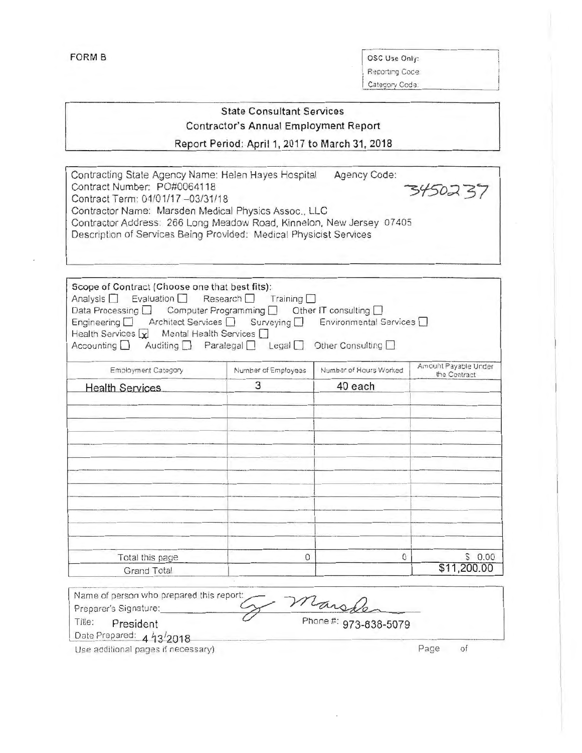FORM B

| OSC Use Only: |
|---|
| Reporting Code: |
| Category Code: |

## State Consultant Services
### Contractor's Annual Employment Report
### Report Period: April 1, 2017 to March 31, 2018

Contracting State Agency Name: Helen Hayes Hospital  Agency Code: 3450237
Contract Number: PO#0064118
Contract Term: 04/01/17 –03/31/18
Contractor Name: Marsden Medical Physics Assoc., LLC
Contractor Address: 266 Long Meadow Road, Kinnelon, New Jersey 07405
Description of Services Being Provided: Medical Physicist Services

**Scope of Contract (Choose one that best fits):**
Analysis ☐ Evaluation ☐ Research ☐ Training ☐
Data Processing ☐ Computer Programming ☐ Other IT consulting ☐
Engineering ☐ Architect Services ☐ Surveying ☐ Environmental Services ☐
Health Services ☒ Mental Health Services ☐
Accounting ☐ Auditing ☐ Paralegal ☐ Legal ☐ Other Consulting ☐

| Employment Category | Number of Employees | Number of Hours Worked | Amount Payable Under the Contract |
|---|---|---|---|
| Health Services | 3 | 40 each | |
| | | | |
| | | | |
| | | | |
| | | | |
| | | | |
| | | | |
| | | | |
| | | | |
| | | | |
| | | | |
| | | | |
| | | | |
| Total this page | 0 | 0 | $ 0.00 |
| Grand Total | | | $11,200.00 |

Name of person who prepared this report:
Preparer's Signature: [signature: G. Marsden]
Title: President  Phone #: 973-838-5079
Date Prepared: 4/13/2018
Use additional pages if necessary)  Page  of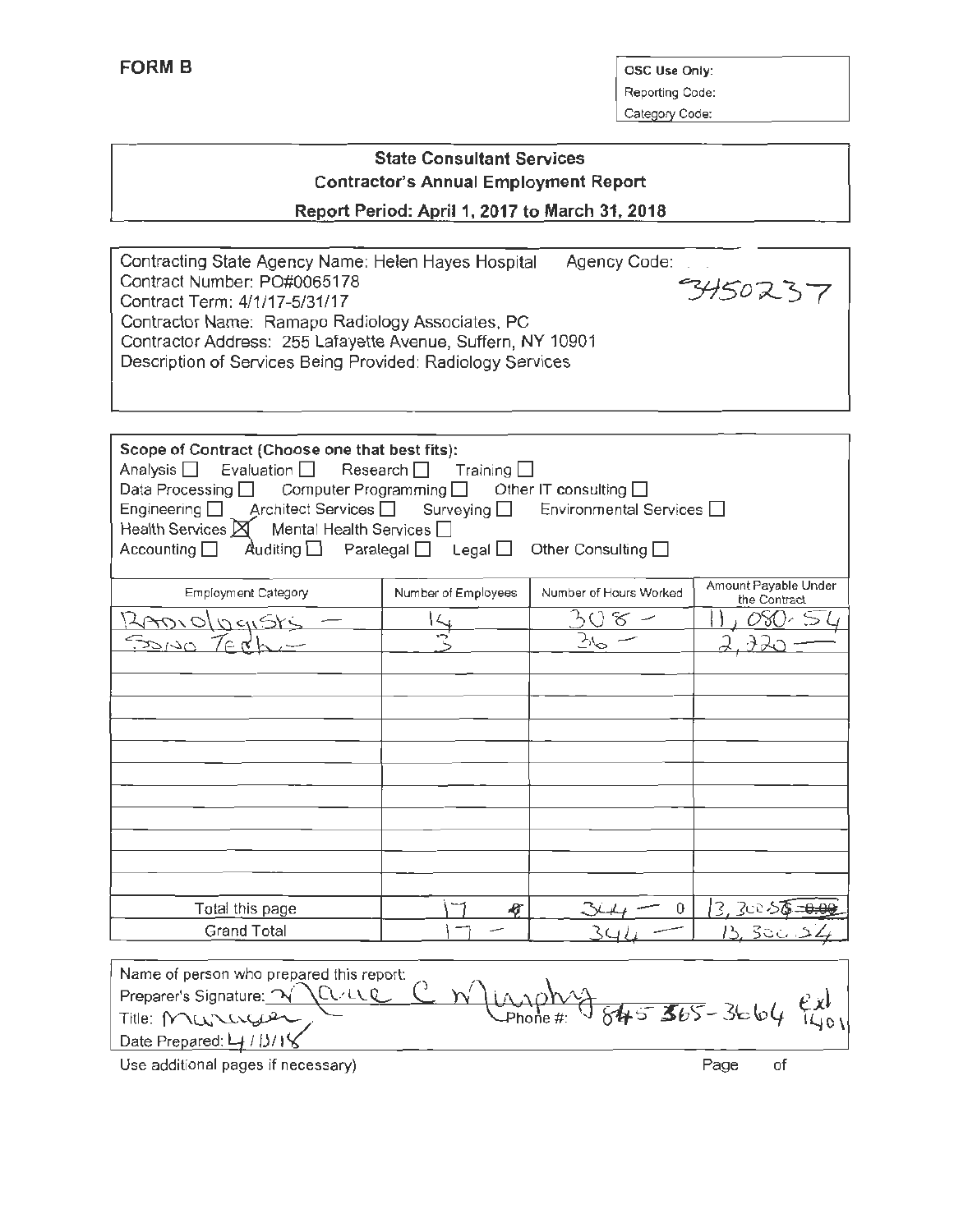**FORM B**

OSC Use Only:
Reporting Code:
Category Code:

## State Consultant Services
### Contractor's Annual Employment Report
### Report Period: April 1, 2017 to March 31, 2018

Contracting State Agency Name: Helen Hayes Hospital Agency Code: 3450237
Contract Number: PO#0065178
Contract Term: 4/1/17-5/31/17
Contractor Name: Ramapo Radiology Associates, PC
Contractor Address: 255 Lafayette Avenue, Suffern, NY 10901
Description of Services Being Provided: Radiology Services

**Scope of Contract (Choose one that best fits):**
Analysis ☐ Evaluation ☐ Research ☐ Training ☐
Data Processing ☐ Computer Programming ☐ Other IT consulting ☐
Engineering ☐ Architect Services ☐ Surveying ☐ Environmental Services ☐
Health Services ☒ Mental Health Services ☐
Accounting ☐ Auditing ☐ Paralegal ☐ Legal ☐ Other Consulting ☐

| Employment Category | Number of Employees | Number of Hours Worked | Amount Payable Under the Contract |
|---|---|---|---|
| Radiologists | 14 | 308 | 11,080.54 |
| Sono Tech | 3 | 36 | 2,220 |
| | | | |
| | | | |
| | | | |
| | | | |
| | | | |
| | | | |
| | | | |
| | | | |
| | | | |
| | | | |
| | | | |
| Total this page | 17 | 344 | 13,300.54 |
| Grand Total | 17 | 344 | 13,300.54 |

Name of person who prepared this report:
Preparer's Signature: Marie C Murphy
Title: Manager
Phone #: 845 365-3664 ext 1401
Date Prepared: 4/13/18

Use additional pages if necessary) Page of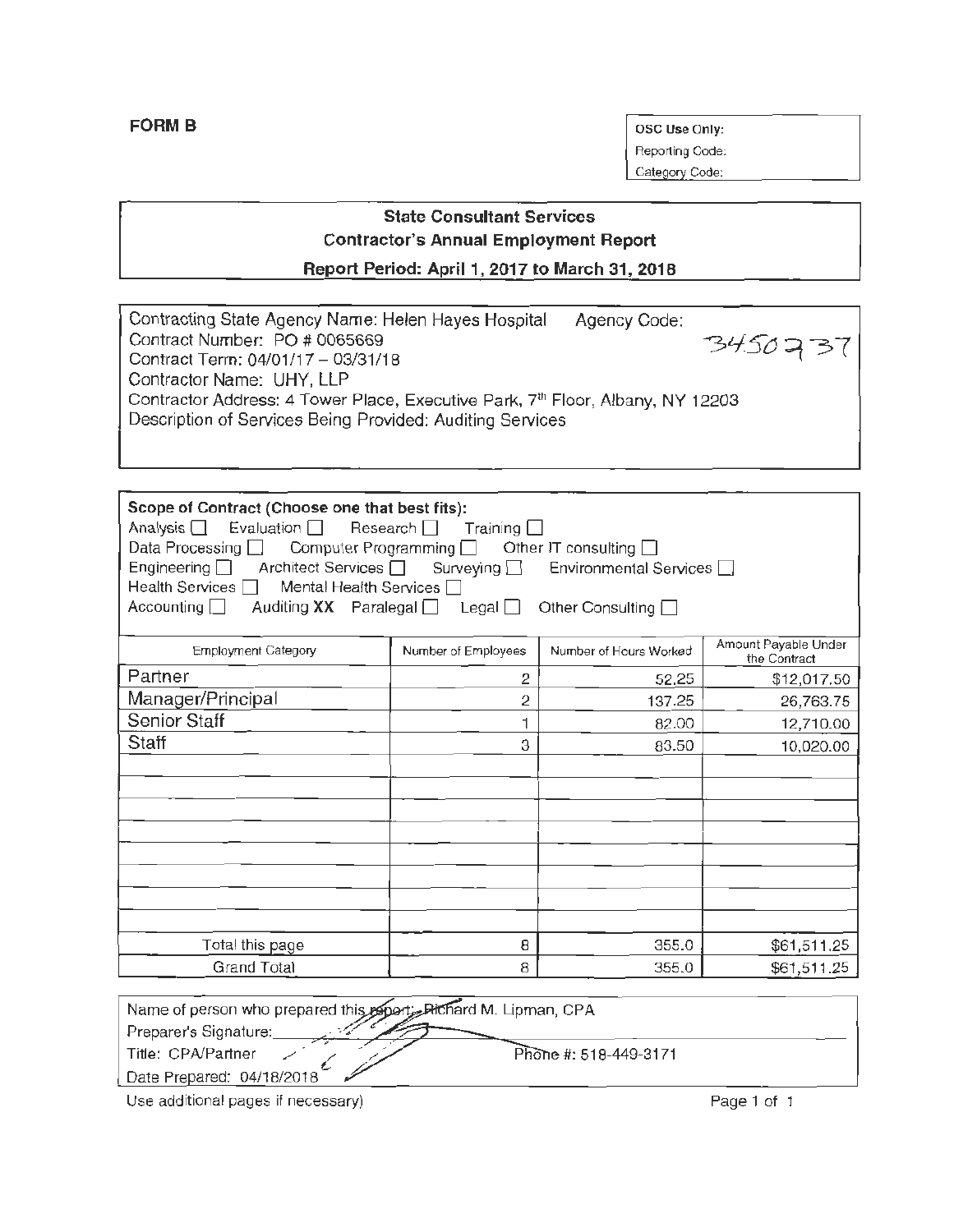**FORM B**

OSC Use Only:
Reporting Code:
Category Code:

## State Consultant Services
### Contractor's Annual Employment Report
### Report Period: April 1, 2017 to March 31, 2018

Contracting State Agency Name: Helen Hayes Hospital Agency Code: 3450237
Contract Number: PO # 0065669
Contract Term: 04/01/17 – 03/31/18
Contractor Name: UHY, LLP
Contractor Address: 4 Tower Place, Executive Park, 7th Floor, Albany, NY 12203
Description of Services Being Provided: Auditing Services

**Scope of Contract (Choose one that best fits):**
Analysis ☐ Evaluation ☐ Research ☐ Training ☐
Data Processing ☐ Computer Programming ☐ Other IT consulting ☐
Engineering ☐ Architect Services ☐ Surveying ☐ Environmental Services ☐
Health Services ☐ Mental Health Services ☐
Accounting ☐ Auditing **XX** Paralegal ☐ Legal ☐ Other Consulting ☐

| Employment Category | Number of Employees | Number of Hours Worked | Amount Payable Under the Contract |
|---|---|---|---|
| Partner | 2 | 52.25 | $12,017.50 |
| Manager/Principal | 2 | 137.25 | 26,763.75 |
| Senior Staff | 1 | 82.00 | 12,710.00 |
| Staff | 3 | 83.50 | 10,020.00 |
| | | | |
| | | | |
| | | | |
| | | | |
| | | | |
| | | | |
| | | | |
| | | | |
| Total this page | 8 | 355.0 | $61,511.25 |
| Grand Total | 8 | 355.0 | $61,511.25 |

Name of person who prepared this report: Richard M. Lipman, CPA
Preparer's Signature: [signature]
Title: CPA/Partner Phone #: 518-449-3171
Date Prepared: 04/18/2018

Use additional pages if necessary)